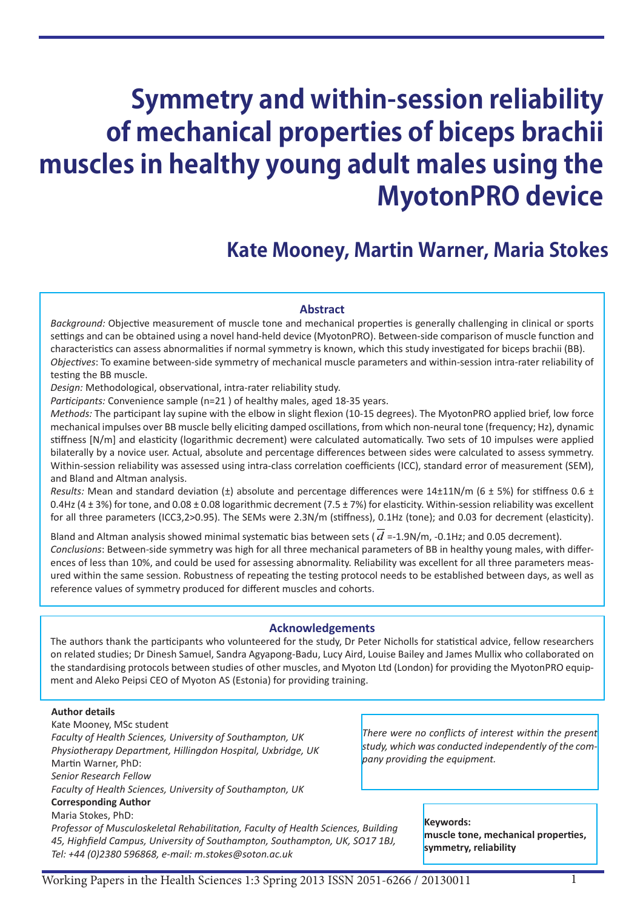# Symmetry and within-session reliability of mechanical properties of biceps brachii muscles in healthy young adult males using the MyotonPRO device

## Kate Mooney, Martin Warner, Maria Stokes

### Abstract

*Background:* Objective measurement of muscle tone and mechanical properties is generally challenging in clinical or sports settings and can be obtained using a novel hand-held device (MyotonPRO). Between-side comparison of muscle function and characteristics can assess abnormalities if normal symmetry is known, which this study investigated for biceps brachii (BB).

*Objectives*: To examine between-side symmetry of mechanical muscle parameters and within-session intra-rater reliability of testing the BB muscle.

*Design:* Methodological, observational, intra-rater reliability study.

*Participants:* Convenience sample (n=21 ) of healthy males, aged 18-35 years.

*Methods:* The participant lay supine with the elbow in slight flexion (10-15 degrees). The MyotonPRO applied brief, low force mechanical impulses over BB muscle belly eliciting damped oscillations, from which non-neural tone (frequency; Hz), dynamic stiffness [N/m] and elasticity (logarithmic decrement) were calculated automatically. Two sets of 10 impulses were applied bilaterally by a novice user. Actual, absolute and percentage differences between sides were calculated to assess symmetry. Within-session reliability was assessed using intra-class correlation coefficients (ICC), standard error of measurement (SEM), and Bland and Altman analysis.

*Results:* Mean and standard deviation (±) absolute and percentage differences were 14±11N/m (6 ± 5%) for stiffness 0.6 ± 0.4Hz (4 ± 3%) for tone, and 0.08 ± 0.08 logarithmic decrement (7.5 ± 7%) for elasticity. Within-session reliability was excellent for all three parameters ($ICC_{3,2}$>0.95). The SEMs were 2.3N/m (stiffness), 0.1Hz (tone); and 0.03 for decrement (elasticity).

Bland and Altman analysis showed minimal systematic bias between sets ( $\bar{d}$ =-1.9N/m, -0.1Hz; and 0.05 decrement).

*Conclusions*: Between-side symmetry was high for all three mechanical parameters of BB in healthy young males, with differences of less than 10%, and could be used for assessing abnormality. Reliability was excellent for all three parameters measured within the same session. Robustness of repeating the testing protocol needs to be established between days, as well as reference values of symmetry produced for different muscles and cohorts.

### Acknowledgements

The authors thank the participants who volunteered for the study, Dr Peter Nicholls for statistical advice, fellow researchers on related studies; Dr Dinesh Samuel, Sandra Agyapong-Badu, Lucy Aird, Louise Bailey and James Mullix who collaborated on the standardising protocols between studies of other muscles, and Myoton Ltd (London) for providing the MyotonPRO equipment and Aleko Peipsi CEO of Myoton AS (Estonia) for providing training.

**Author details**

Kate Mooney, MSc student
*Faculty of Health Sciences, University of Southampton, UK*
*Physiotherapy Department, Hillingdon Hospital, Uxbridge, UK*
Martin Warner, PhD:
*Senior Research Fellow*
*Faculty of Health Sciences, University of Southampton, UK*
**Corresponding Author**
Maria Stokes, PhD:
*Professor of Musculoskeletal Rehabilitation, Faculty of Health Sciences, Building 45, Highfield Campus, University of Southampton, Southampton, UK, SO17 1BJ, Tel: +44 (0)2380 596868, e-mail: m.stokes@soton.ac.uk*

*There were no conflicts of interest within the present study, which was conducted independently of the company providing the equipment.*

**Keywords:**
**muscle tone, mechanical properties, symmetry, reliability**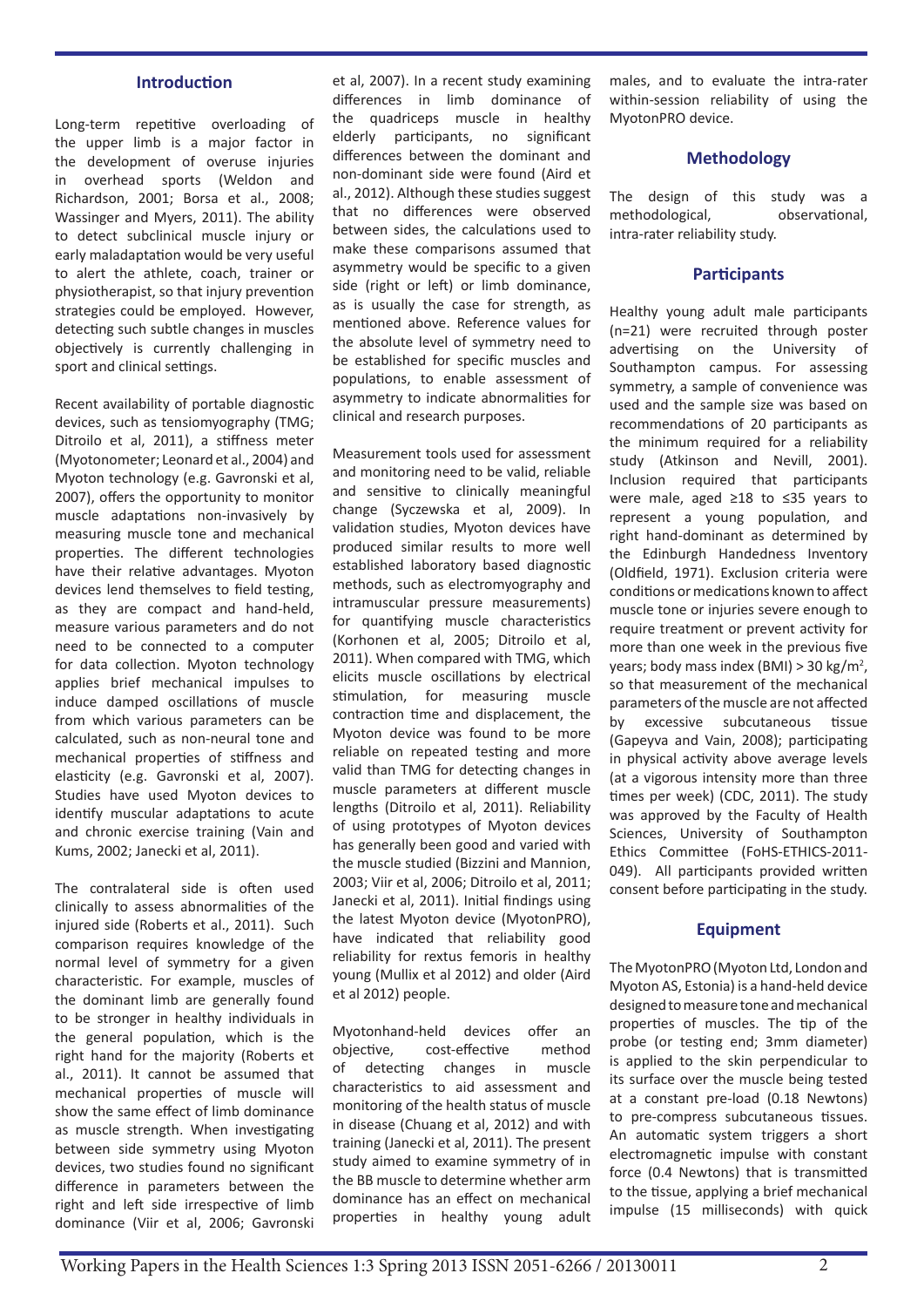## Introduction

Long-term repetitive overloading of the upper limb is a major factor in the development of overuse injuries in overhead sports (Weldon and Richardson, 2001; Borsa et al., 2008; Wassinger and Myers, 2011). The ability to detect subclinical muscle injury or early maladaptation would be very useful to alert the athlete, coach, trainer or physiotherapist, so that injury prevention strategies could be employed. However, detecting such subtle changes in muscles objectively is currently challenging in sport and clinical settings.

Recent availability of portable diagnostic devices, such as tensiomyography (TMG; Ditroilo et al, 2011), a stiffness meter (Myotonometer; Leonard et al., 2004) and Myoton technology (e.g. Gavronski et al, 2007), offers the opportunity to monitor muscle adaptations non-invasively by measuring muscle tone and mechanical properties. The different technologies have their relative advantages. Myoton devices lend themselves to field testing, as they are compact and hand-held, measure various parameters and do not need to be connected to a computer for data collection. Myoton technology applies brief mechanical impulses to induce damped oscillations of muscle from which various parameters can be calculated, such as non-neural tone and mechanical properties of stiffness and elasticity (e.g. Gavronski et al, 2007). Studies have used Myoton devices to identify muscular adaptations to acute and chronic exercise training (Vain and Kums, 2002; Janecki et al, 2011).

The contralateral side is often used clinically to assess abnormalities of the injured side (Roberts et al., 2011). Such comparison requires knowledge of the normal level of symmetry for a given characteristic. For example, muscles of the dominant limb are generally found to be stronger in healthy individuals in the general population, which is the right hand for the majority (Roberts et al., 2011). It cannot be assumed that mechanical properties of muscle will show the same effect of limb dominance as muscle strength. When investigating between side symmetry using Myoton devices, two studies found no significant difference in parameters between the right and left side irrespective of limb dominance (Viir et al, 2006; Gavronski et al, 2007). In a recent study examining differences in limb dominance of the quadriceps muscle in healthy elderly participants, no significant differences between the dominant and non-dominant side were found (Aird et al., 2012). Although these studies suggest that no differences were observed between sides, the calculations used to make these comparisons assumed that asymmetry would be specific to a given side (right or left) or limb dominance, as is usually the case for strength, as mentioned above. Reference values for the absolute level of symmetry need to be established for specific muscles and populations, to enable assessment of asymmetry to indicate abnormalities for clinical and research purposes.

Measurement tools used for assessment and monitoring need to be valid, reliable and sensitive to clinically meaningful change (Syczewska et al, 2009). In validation studies, Myoton devices have produced similar results to more well established laboratory based diagnostic methods, such as electromyography and intramuscular pressure measurements) for quantifying muscle characteristics (Korhonen et al, 2005; Ditroilo et al, 2011). When compared with TMG, which elicits muscle oscillations by electrical stimulation, for measuring muscle contraction time and displacement, the Myoton device was found to be more reliable on repeated testing and more valid than TMG for detecting changes in muscle parameters at different muscle lengths (Ditroilo et al, 2011). Reliability of using prototypes of Myoton devices has generally been good and varied with the muscle studied (Bizzini and Mannion, 2003; Viir et al, 2006; Ditroilo et al, 2011; Janecki et al, 2011). Initial findings using the latest Myoton device (MyotonPRO), have indicated that reliability good reliability for rextus femoris in healthy young (Mullix et al 2012) and older (Aird et al 2012) people.

Myotonhand-held devices offer an objective, cost-effective method of detecting changes in muscle characteristics to aid assessment and monitoring of the health status of muscle in disease (Chuang et al, 2012) and with training (Janecki et al, 2011). The present study aimed to examine symmetry of in the BB muscle to determine whether arm dominance has an effect on mechanical properties in healthy young adult males, and to evaluate the intra-rater within-session reliability of using the MyotonPRO device.

## Methodology

The design of this study was a methodological, observational, intra-rater reliability study.

## Participants

Healthy young adult male participants (n=21) were recruited through poster advertising on the University of Southampton campus. For assessing symmetry, a sample of convenience was used and the sample size was based on recommendations of 20 participants as the minimum required for a reliability study (Atkinson and Nevill, 2001). Inclusion required that participants were male, aged ≥18 to ≤35 years to represent a young population, and right hand-dominant as determined by the Edinburgh Handedness Inventory (Oldfield, 1971). Exclusion criteria were conditions or medications known to affect muscle tone or injuries severe enough to require treatment or prevent activity for more than one week in the previous five years; body mass index (BMI) > 30 kg/m$^2$, so that measurement of the mechanical parameters of the muscle are not affected by excessive subcutaneous tissue (Gapeyva and Vain, 2008); participating in physical activity above average levels (at a vigorous intensity more than three times per week) (CDC, 2011). The study was approved by the Faculty of Health Sciences, University of Southampton Ethics Committee (FoHS-ETHICS-2011-049). All participants provided written consent before participating in the study.

## Equipment

The MyotonPRO (Myoton Ltd, London and Myoton AS, Estonia) is a hand-held device designed to measure tone and mechanical properties of muscles. The tip of the probe (or testing end; 3mm diameter) is applied to the skin perpendicular to its surface over the muscle being tested at a constant pre-load (0.18 Newtons) to pre-compress subcutaneous tissues. An automatic system triggers a short electromagnetic impulse with constant force (0.4 Newtons) that is transmitted to the tissue, applying a brief mechanical impulse (15 milliseconds) with quick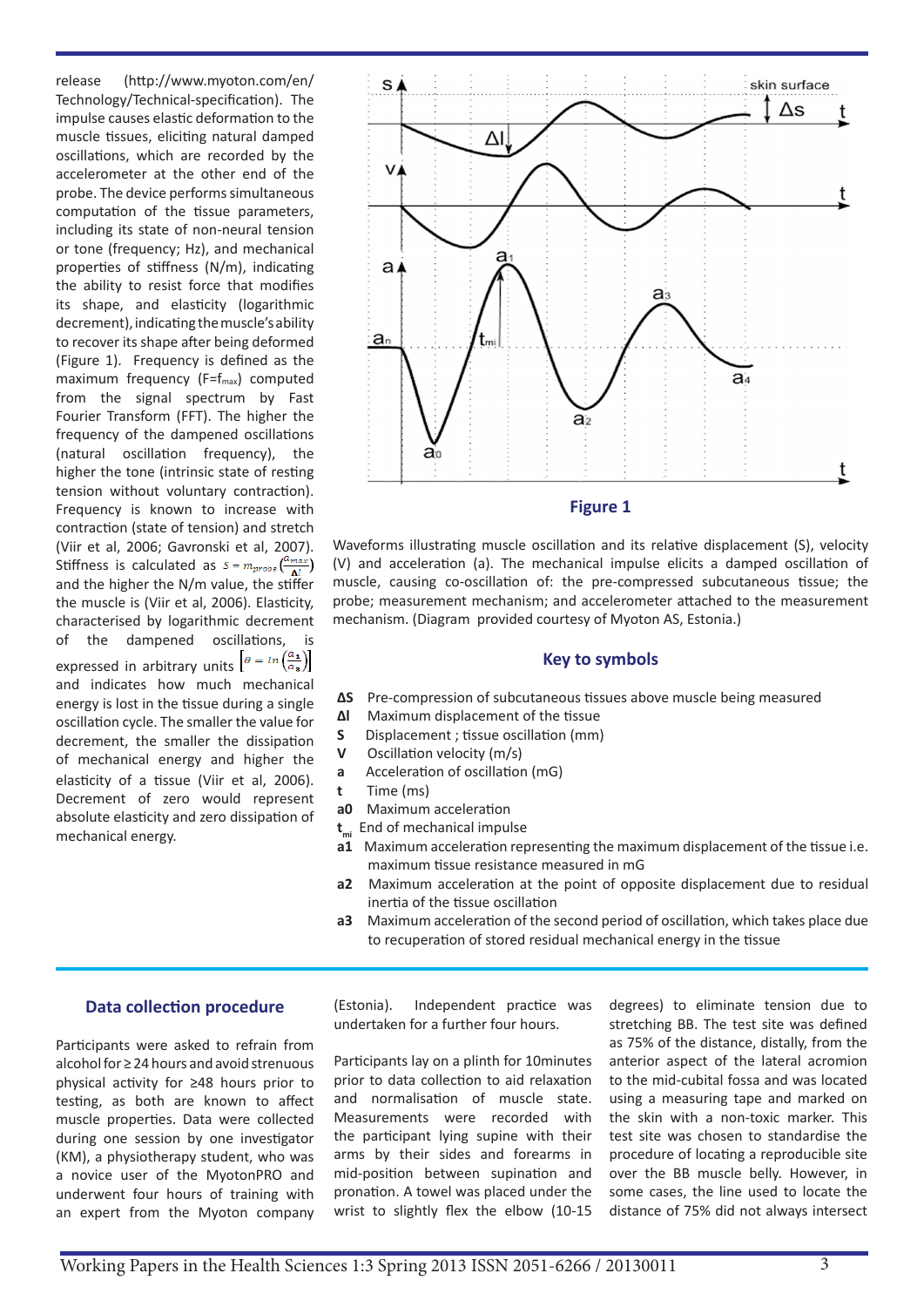release (http://www.myoton.com/en/Technology/Technical-specification). The impulse causes elastic deformation to the muscle tissues, eliciting natural damped oscillations, which are recorded by the accelerometer at the other end of the probe. The device performs simultaneous computation of the tissue parameters, including its state of non-neural tension or tone (frequency; Hz), and mechanical properties of stiffness (N/m), indicating the ability to resist force that modifies its shape, and elasticity (logarithmic decrement), indicating the muscle's ability to recover its shape after being deformed (Figure 1). Frequency is defined as the maximum frequency ($F=f_{max}$) computed from the signal spectrum by Fast Fourier Transform (FFT). The higher the frequency of the dampened oscillations (natural oscillation frequency), the higher the tone (intrinsic state of resting tension without voluntary contraction). Frequency is known to increase with contraction (state of tension) and stretch (Viir et al, 2006; Gavronski et al, 2007). Stiffness is calculated as $S = m_{probe}\left(\frac{a_{max}}{\Delta l}\right)$ and the higher the N/m value, the stiffer the muscle is (Viir et al, 2006). Elasticity, characterised by logarithmic decrement of the dampened oscillations, is expressed in arbitrary units $\left[\theta = \ln\left(\frac{a_1}{a_3}\right)\right]$ and indicates how much mechanical energy is lost in the tissue during a single oscillation cycle. The smaller the value for decrement, the smaller the dissipation of mechanical energy and higher the elasticity of a tissue (Viir et al, 2006). Decrement of zero would represent absolute elasticity and zero dissipation of mechanical energy.

**Figure 1**

Waveforms illustrating muscle oscillation and its relative displacement (S), velocity (V) and acceleration (a). The mechanical impulse elicits a damped oscillation of muscle, causing co-oscillation of: the pre-compressed subcutaneous tissue; the probe; measurement mechanism; and accelerometer attached to the measurement mechanism. (Diagram provided courtesy of Myoton AS, Estonia.)

### Key to symbols

- **ΔS** Pre-compression of subcutaneous tissues above muscle being measured
- **Δl** Maximum displacement of the tissue
- **S** Displacement ; tissue oscillation (mm)
- **V** Oscillation velocity (m/s)
- **a** Acceleration of oscillation (mG)
- **t** Time (ms)
- **a0** Maximum acceleration
- **$t_{mi}$** End of mechanical impulse
- **a1** Maximum acceleration representing the maximum displacement of the tissue i.e. maximum tissue resistance measured in mG
- **a2** Maximum acceleration at the point of opposite displacement due to residual inertia of the tissue oscillation
- **a3** Maximum acceleration of the second period of oscillation, which takes place due to recuperation of stored residual mechanical energy in the tissue

## Data collection procedure

Participants were asked to refrain from alcohol for ≥ 24 hours and avoid strenuous physical activity for ≥48 hours prior to testing, as both are known to affect muscle properties. Data were collected during one session by one investigator (KM), a physiotherapy student, who was a novice user of the MyotonPRO and underwent four hours of training with an expert from the Myoton company (Estonia). Independent practice was undertaken for a further four hours.

Participants lay on a plinth for 10minutes prior to data collection to aid relaxation and normalisation of muscle state. Measurements were recorded with the participant lying supine with their arms by their sides and forearms in mid-position between supination and pronation. A towel was placed under the wrist to slightly flex the elbow (10-15 degrees) to eliminate tension due to stretching BB. The test site was defined as 75% of the distance, distally, from the anterior aspect of the lateral acromion to the mid-cubital fossa and was located using a measuring tape and marked on the skin with a non-toxic marker. This test site was chosen to standardise the procedure of locating a reproducible site over the BB muscle belly. However, in some cases, the line used to locate the distance of 75% did not always intersect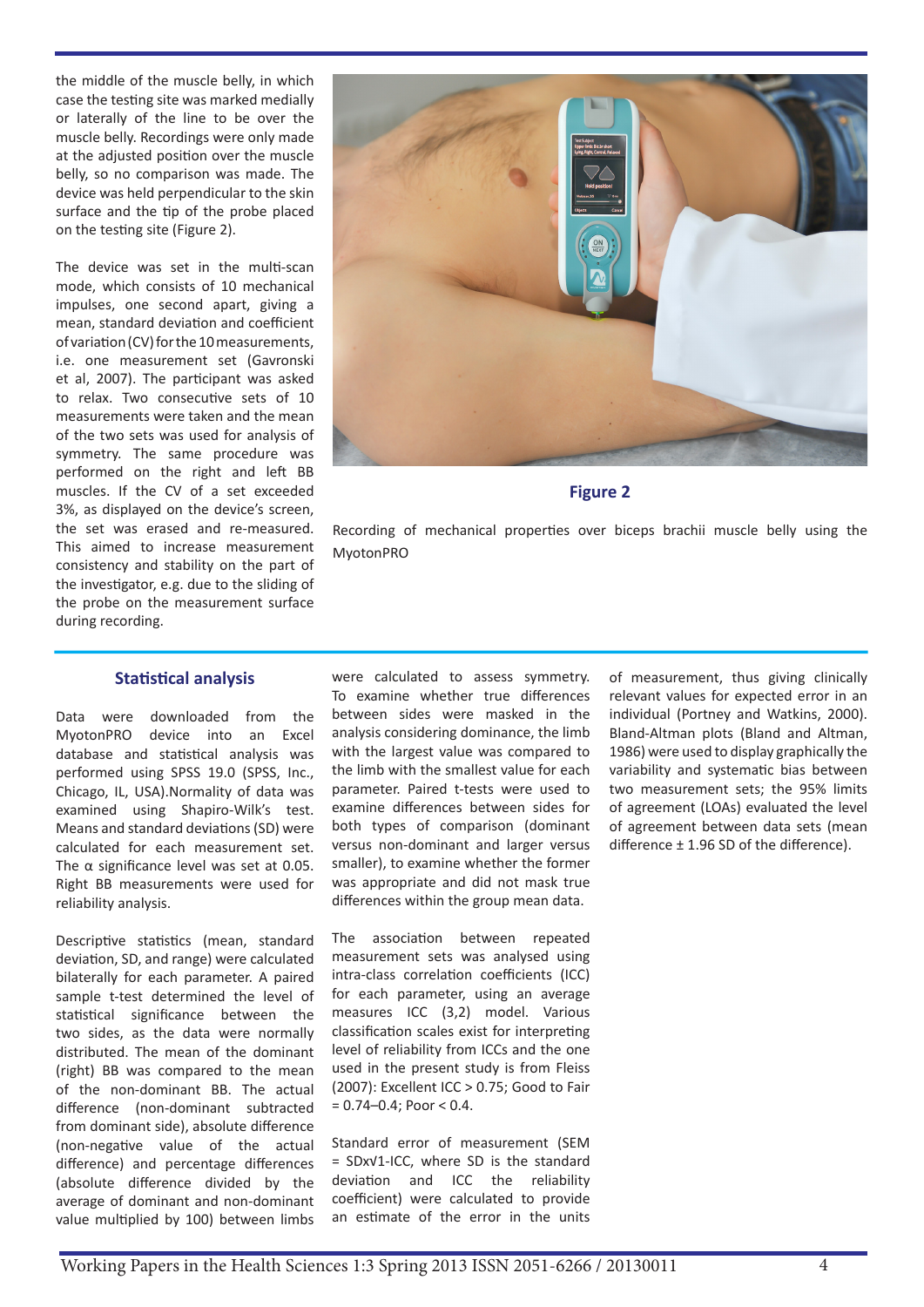the middle of the muscle belly, in which case the testing site was marked medially or laterally of the line to be over the muscle belly. Recordings were only made at the adjusted position over the muscle belly, so no comparison was made. The device was held perpendicular to the skin surface and the tip of the probe placed on the testing site (Figure 2).

The device was set in the multi-scan mode, which consists of 10 mechanical impulses, one second apart, giving a mean, standard deviation and coefficient of variation (CV) for the 10 measurements, i.e. one measurement set (Gavronski et al, 2007). The participant was asked to relax. Two consecutive sets of 10 measurements were taken and the mean of the two sets was used for analysis of symmetry. The same procedure was performed on the right and left BB muscles. If the CV of a set exceeded 3%, as displayed on the device's screen, the set was erased and re-measured. This aimed to increase measurement consistency and stability on the part of the investigator, e.g. due to the sliding of the probe on the measurement surface during recording.

**Figure 2**

Recording of mechanical properties over biceps brachii muscle belly using the MyotonPRO

## Statistical analysis

Data were downloaded from the MyotonPRO device into an Excel database and statistical analysis was performed using SPSS 19.0 (SPSS, Inc., Chicago, IL, USA).Normality of data was examined using Shapiro-Wilk's test. Means and standard deviations (SD) were calculated for each measurement set. The α significance level was set at 0.05. Right BB measurements were used for reliability analysis.

Descriptive statistics (mean, standard deviation, SD, and range) were calculated bilaterally for each parameter. A paired sample t-test determined the level of statistical significance between the two sides, as the data were normally distributed. The mean of the dominant (right) BB was compared to the mean of the non-dominant BB. The actual difference (non-dominant subtracted from dominant side), absolute difference (non-negative value of the actual difference) and percentage differences (absolute difference divided by the average of dominant and non-dominant value multiplied by 100) between limbs were calculated to assess symmetry. To examine whether true differences between sides were masked in the analysis considering dominance, the limb with the largest value was compared to the limb with the smallest value for each parameter. Paired t-tests were used to examine differences between sides for both types of comparison (dominant versus non-dominant and larger versus smaller), to examine whether the former was appropriate and did not mask true differences within the group mean data.

The association between repeated measurement sets was analysed using intra-class correlation coefficients (ICC) for each parameter, using an average measures ICC (3,2) model. Various classification scales exist for interpreting level of reliability from ICCs and the one used in the present study is from Fleiss (2007): Excellent ICC > 0.75; Good to Fair = 0.74–0.4; Poor < 0.4.

Standard error of measurement (SEM = SDx√1-ICC, where SD is the standard deviation and ICC the reliability coefficient) were calculated to provide an estimate of the error in the units of measurement, thus giving clinically relevant values for expected error in an individual (Portney and Watkins, 2000). Bland-Altman plots (Bland and Altman, 1986) were used to display graphically the variability and systematic bias between two measurement sets; the 95% limits of agreement (LOAs) evaluated the level of agreement between data sets (mean difference ± 1.96 SD of the difference).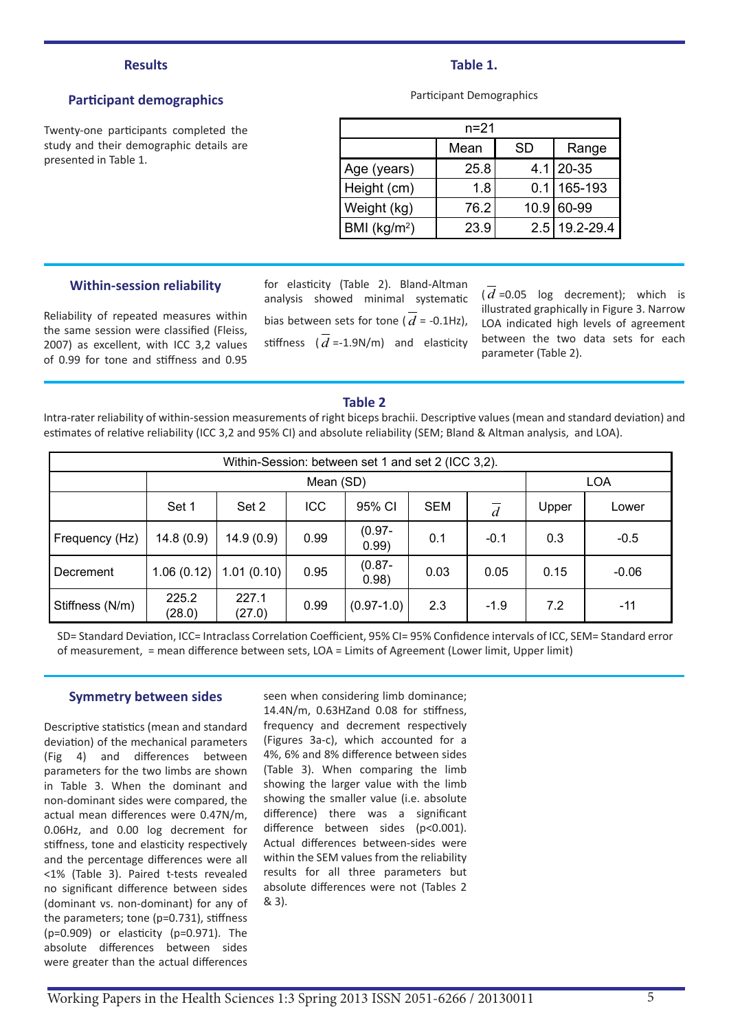## Results

### Participant demographics

Twenty-one participants completed the study and their demographic details are presented in Table 1.

**Table 1.**

Participant Demographics

| n=21 | | | |
|---|---|---|---|
| | Mean | SD | Range |
| Age (years) | 25.8 | 4.1 | 20-35 |
| Height (cm) | 1.8 | 0.1 | 165-193 |
| Weight (kg) | 76.2 | 10.9 | 60-99 |
| BMI (kg/m$^2$) | 23.9 | 2.5 | 19.2-29.4 |

### Within-session reliability

Reliability of repeated measures within the same session were classified (Fleiss, 2007) as excellent, with ICC 3,2 values of 0.99 for tone and stiffness and 0.95 for elasticity (Table 2). Bland-Altman analysis showed minimal systematic bias between sets for tone ($\bar{d}$ = -0.1Hz), stiffness ($\bar{d}$ =-1.9N/m) and elasticity ($\bar{d}$ =0.05 log decrement); which is illustrated graphically in Figure 3. Narrow LOA indicated high levels of agreement between the two data sets for each parameter (Table 2).

**Table 2**

Intra-rater reliability of within-session measurements of right biceps brachii. Descriptive values (mean and standard deviation) and estimates of relative reliability (ICC 3,2 and 95% CI) and absolute reliability (SEM; Bland & Altman analysis, and LOA).

| Within-Session: between set 1 and set 2 (ICC 3,2). | | | | | | | | |
|---|---|---|---|---|---|---|---|---|
| | Mean (SD) | | | | | | LOA | |
| | Set 1 | Set 2 | ICC | 95% CI | SEM | $\bar{d}$ | Upper | Lower |
| Frequency (Hz) | 14.8 (0.9) | 14.9 (0.9) | 0.99 | (0.97-0.99) | 0.1 | -0.1 | 0.3 | -0.5 |
| Decrement | 1.06 (0.12) | 1.01 (0.10) | 0.95 | (0.87-0.98) | 0.03 | 0.05 | 0.15 | -0.06 |
| Stiffness (N/m) | 225.2 (28.0) | 227.1 (27.0) | 0.99 | (0.97-1.0) | 2.3 | -1.9 | 7.2 | -11 |

SD= Standard Deviation, ICC= Intraclass Correlation Coefficient, 95% CI= 95% Confidence intervals of ICC, SEM= Standard error of measurement, = mean difference between sets, LOA = Limits of Agreement (Lower limit, Upper limit)

### Symmetry between sides

Descriptive statistics (mean and standard deviation) of the mechanical parameters (Fig 4) and differences between parameters for the two limbs are shown in Table 3. When the dominant and non-dominant sides were compared, the actual mean differences were 0.47N/m, 0.06Hz, and 0.00 log decrement for stiffness, tone and elasticity respectively and the percentage differences were all <1% (Table 3). Paired t-tests revealed no significant difference between sides (dominant vs. non-dominant) for any of the parameters; tone (p=0.731), stiffness (p=0.909) or elasticity (p=0.971). The absolute differences between sides were greater than the actual differences seen when considering limb dominance; 14.4N/m, 0.63HZand 0.08 for stiffness, frequency and decrement respectively (Figures 3a-c), which accounted for a 4%, 6% and 8% difference between sides (Table 3). When comparing the limb showing the larger value with the limb showing the smaller value (i.e. absolute difference) there was a significant difference between sides (p<0.001). Actual differences between-sides were within the SEM values from the reliability results for all three parameters but absolute differences were not (Tables 2 & 3).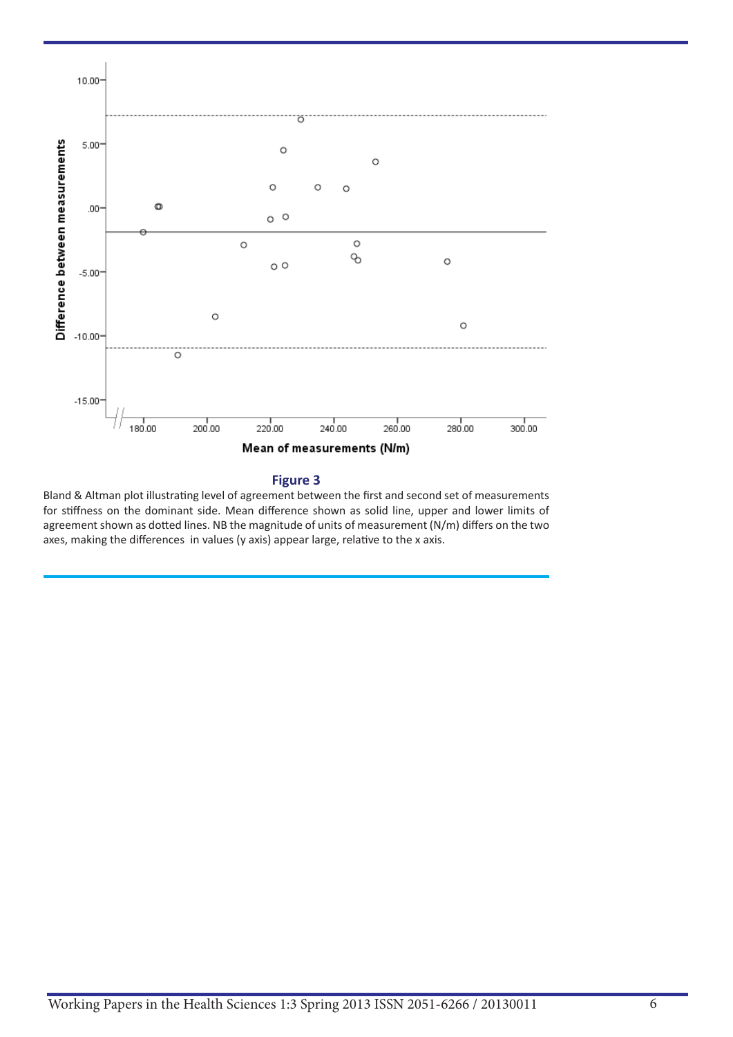**Figure 3**

Bland & Altman plot illustrating level of agreement between the first and second set of measurements for stiffness on the dominant side. Mean difference shown as solid line, upper and lower limits of agreement shown as dotted lines. NB the magnitude of units of measurement (N/m) differs on the two axes, making the differences in values (y axis) appear large, relative to the x axis.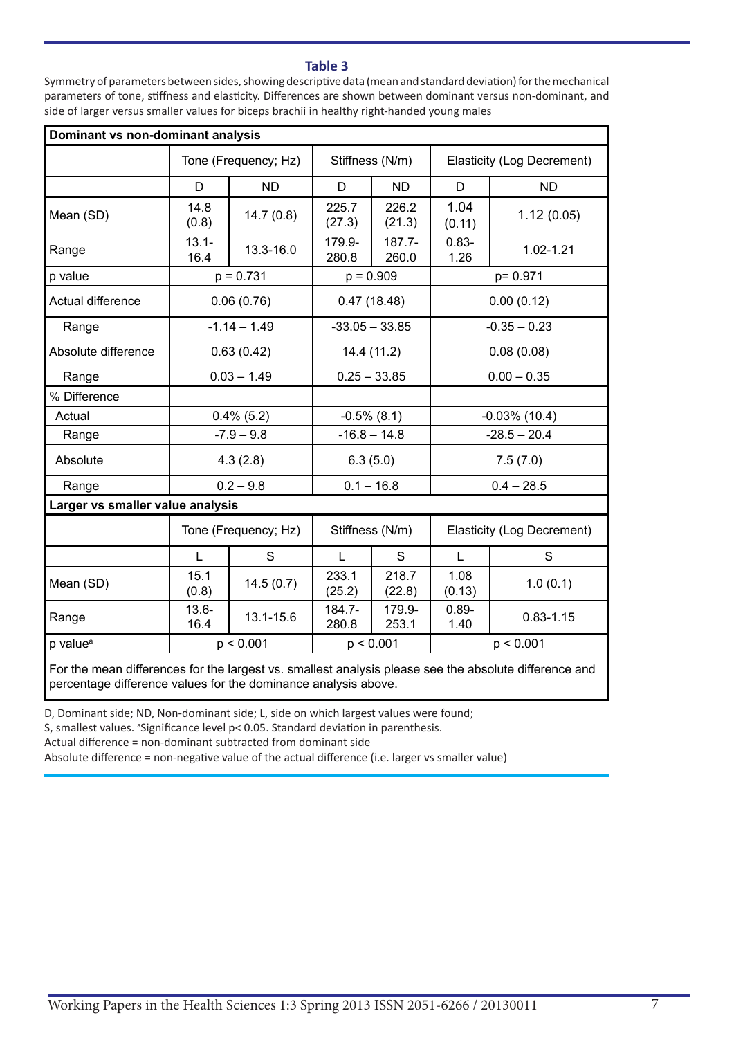**Table 3**

Symmetry of parameters between sides, showing descriptive data (mean and standard deviation) for the mechanical parameters of tone, stiffness and elasticity. Differences are shown between dominant versus non-dominant, and side of larger versus smaller values for biceps brachii in healthy right-handed young males

| **Dominant vs non-dominant analysis** | | | | | | |
|---|---|---|---|---|---|---|
| | Tone (Frequency; Hz) | | Stiffness (N/m) | | Elasticity (Log Decrement) | |
| | D | ND | D | ND | D | ND |
| Mean (SD) | 14.8 (0.8) | 14.7 (0.8) | 225.7 (27.3) | 226.2 (21.3) | 1.04 (0.11) | 1.12 (0.05) |
| Range | 13.1-16.4 | 13.3-16.0 | 179.9-280.8 | 187.7-260.0 | 0.83-1.26 | 1.02-1.21 |
| p value | p = 0.731 | | p = 0.909 | | p= 0.971 | |
| Actual difference | 0.06 (0.76) | | 0.47 (18.48) | | 0.00 (0.12) | |
| Range | -1.14 – 1.49 | | -33.05 – 33.85 | | -0.35 – 0.23 | |
| Absolute difference | 0.63 (0.42) | | 14.4 (11.2) | | 0.08 (0.08) | |
| Range | 0.03 – 1.49 | | 0.25 – 33.85 | | 0.00 – 0.35 | |
| % Difference | | | | | | |
| Actual | 0.4% (5.2) | | -0.5% (8.1) | | -0.03% (10.4) | |
| Range | -7.9 – 9.8 | | -16.8 – 14.8 | | -28.5 – 20.4 | |
| Absolute | 4.3 (2.8) | | 6.3 (5.0) | | 7.5 (7.0) | |
| Range | 0.2 – 9.8 | | 0.1 – 16.8 | | 0.4 – 28.5 | |
| **Larger vs smaller value analysis** | | | | | | |
| | Tone (Frequency; Hz) | | Stiffness (N/m) | | Elasticity (Log Decrement) | |
| | L | S | L | S | L | S |
| Mean (SD) | 15.1 (0.8) | 14.5 (0.7) | 233.1 (25.2) | 218.7 (22.8) | 1.08 (0.13) | 1.0 (0.1) |
| Range | 13.6-16.4 | 13.1-15.6 | 184.7-280.8 | 179.9-253.1 | 0.89-1.40 | 0.83-1.15 |
| p value[a] | p < 0.001 | | p < 0.001 | | p < 0.001 | |
| For the mean differences for the largest vs. smallest analysis please see the absolute difference and percentage difference values for the dominance analysis above. | | | | | | |

D, Dominant side; ND, Non-dominant side; L, side on which largest values were found;
S, smallest values. [a]Significance level $p < 0.05$. Standard deviation in parenthesis.
Actual difference = non-dominant subtracted from dominant side
Absolute difference = non-negative value of the actual difference (i.e. larger vs smaller value)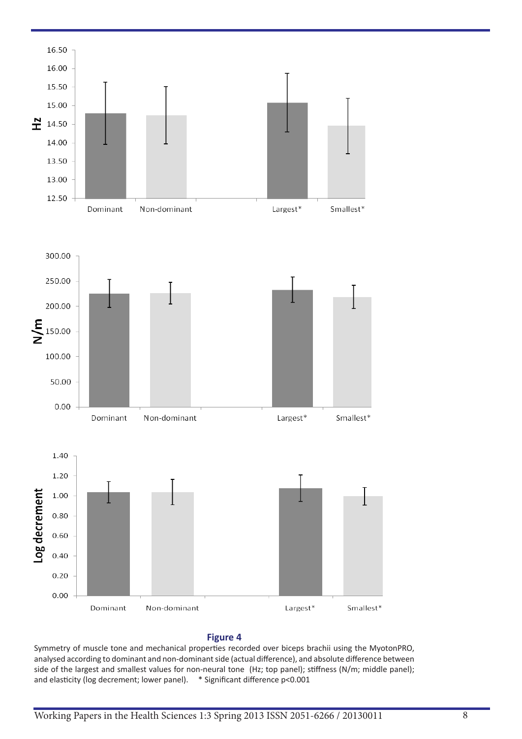**Figure 4**

Symmetry of muscle tone and mechanical properties recorded over biceps brachii using the MyotonPRO, analysed according to dominant and non-dominant side (actual difference), and absolute difference between side of the largest and smallest values for non-neural tone (Hz; top panel); stiffness (N/m; middle panel); and elasticity (log decrement; lower panel). * Significant difference p<0.001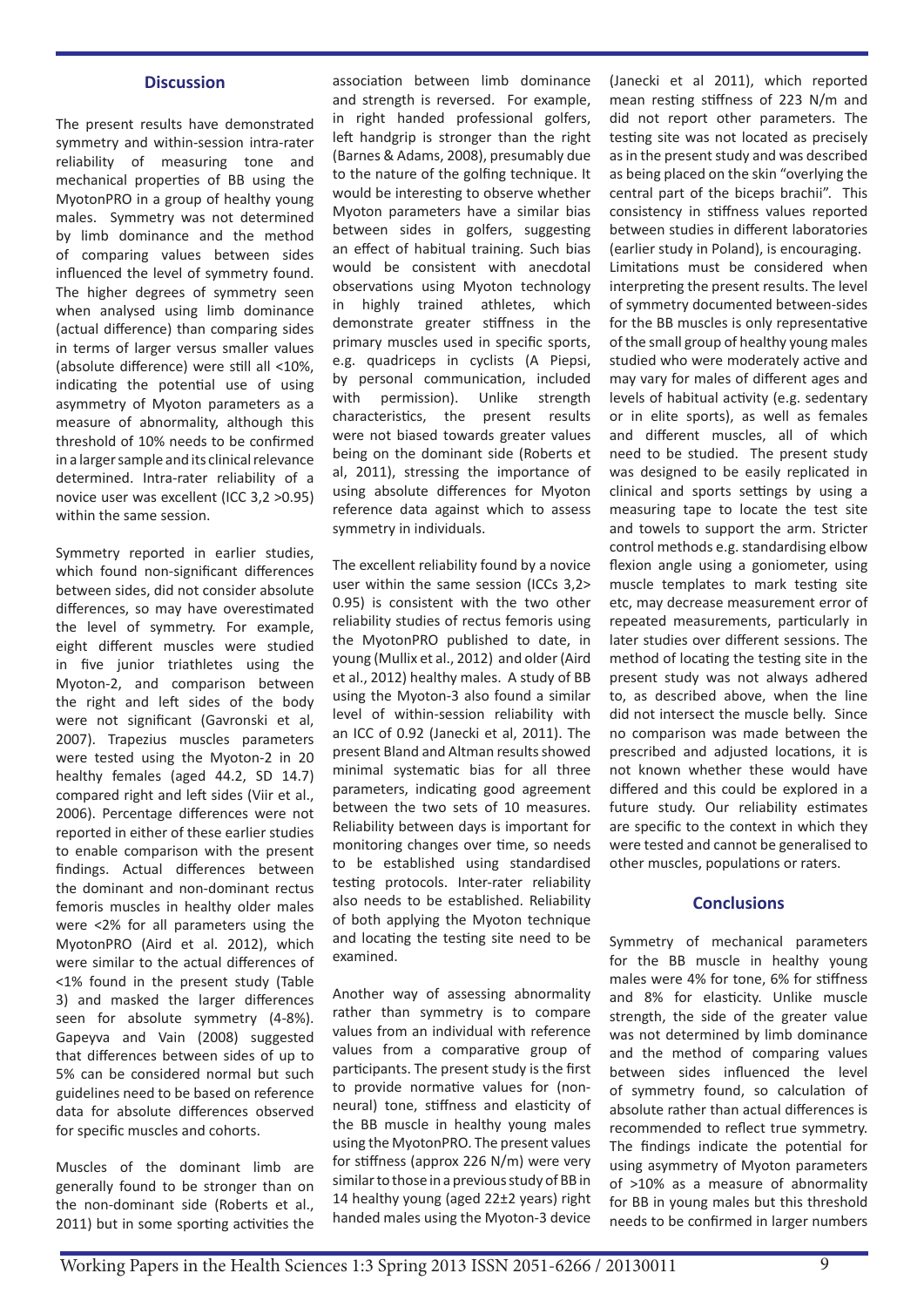## Discussion

The present results have demonstrated symmetry and within-session intra-rater reliability of measuring tone and mechanical properties of BB using the MyotonPRO in a group of healthy young males. Symmetry was not determined by limb dominance and the method of comparing values between sides influenced the level of symmetry found. The higher degrees of symmetry seen when analysed using limb dominance (actual difference) than comparing sides in terms of larger versus smaller values (absolute difference) were still all <10%, indicating the potential use of using asymmetry of Myoton parameters as a measure of abnormality, although this threshold of 10% needs to be confirmed in a larger sample and its clinical relevance determined. Intra-rater reliability of a novice user was excellent (ICC 3,2 >0.95) within the same session.

Symmetry reported in earlier studies, which found non-significant differences between sides, did not consider absolute differences, so may have overestimated the level of symmetry. For example, eight different muscles were studied in five junior triathletes using the Myoton-2, and comparison between the right and left sides of the body were not significant (Gavronski et al, 2007). Trapezius muscles parameters were tested using the Myoton-2 in 20 healthy females (aged 44.2, SD 14.7) compared right and left sides (Viir et al., 2006). Percentage differences were not reported in either of these earlier studies to enable comparison with the present findings. Actual differences between the dominant and non-dominant rectus femoris muscles in healthy older males were <2% for all parameters using the MyotonPRO (Aird et al. 2012), which were similar to the actual differences of <1% found in the present study (Table 3) and masked the larger differences seen for absolute symmetry (4-8%). Gapeyva and Vain (2008) suggested that differences between sides of up to 5% can be considered normal but such guidelines need to be based on reference data for absolute differences observed for specific muscles and cohorts.

Muscles of the dominant limb are generally found to be stronger than on the non-dominant side (Roberts et al., 2011) but in some sporting activities the association between limb dominance and strength is reversed. For example, in right handed professional golfers, left handgrip is stronger than the right (Barnes & Adams, 2008), presumably due to the nature of the golfing technique. It would be interesting to observe whether Myoton parameters have a similar bias between sides in golfers, suggesting an effect of habitual training. Such bias would be consistent with anecdotal observations using Myoton technology in highly trained athletes, which demonstrate greater stiffness in the primary muscles used in specific sports, e.g. quadriceps in cyclists (A Piepsi, by personal communication, included with permission). Unlike strength characteristics, the present results were not biased towards greater values being on the dominant side (Roberts et al, 2011), stressing the importance of using absolute differences for Myoton reference data against which to assess symmetry in individuals.

The excellent reliability found by a novice user within the same session (ICCs 3,2> 0.95) is consistent with the two other reliability studies of rectus femoris using the MyotonPRO published to date, in young (Mullix et al., 2012) and older (Aird et al., 2012) healthy males. A study of BB using the Myoton-3 also found a similar level of within-session reliability with an ICC of 0.92 (Janecki et al, 2011). The present Bland and Altman results showed minimal systematic bias for all three parameters, indicating good agreement between the two sets of 10 measures. Reliability between days is important for monitoring changes over time, so needs to be established using standardised testing protocols. Inter-rater reliability also needs to be established. Reliability of both applying the Myoton technique and locating the testing site need to be examined.

Another way of assessing abnormality rather than symmetry is to compare values from an individual with reference values from a comparative group of participants. The present study is the first to provide normative values for (non-neural) tone, stiffness and elasticity of the BB muscle in healthy young males using the MyotonPRO. The present values for stiffness (approx 226 N/m) were very similar to those in a previous study of BB in 14 healthy young (aged 22±2 years) right handed males using the Myoton-3 device (Janecki et al 2011), which reported mean resting stiffness of 223 N/m and did not report other parameters. The testing site was not located as precisely as in the present study and was described as being placed on the skin "overlying the central part of the biceps brachii". This consistency in stiffness values reported between studies in different laboratories (earlier study in Poland), is encouraging.

Limitations must be considered when interpreting the present results. The level of symmetry documented between-sides for the BB muscles is only representative of the small group of healthy young males studied who were moderately active and may vary for males of different ages and levels of habitual activity (e.g. sedentary or in elite sports), as well as females and different muscles, all of which need to be studied. The present study was designed to be easily replicated in clinical and sports settings by using a measuring tape to locate the test site and towels to support the arm. Stricter control methods e.g. standardising elbow flexion angle using a goniometer, using muscle templates to mark testing site etc, may decrease measurement error of repeated measurements, particularly in later studies over different sessions. The method of locating the testing site in the present study was not always adhered to, as described above, when the line did not intersect the muscle belly. Since no comparison was made between the prescribed and adjusted locations, it is not known whether these would have differed and this could be explored in a future study. Our reliability estimates are specific to the context in which they were tested and cannot be generalised to other muscles, populations or raters.

## Conclusions

Symmetry of mechanical parameters for the BB muscle in healthy young males were 4% for tone, 6% for stiffness and 8% for elasticity. Unlike muscle strength, the side of the greater value was not determined by limb dominance and the method of comparing values between sides influenced the level of symmetry found, so calculation of absolute rather than actual differences is recommended to reflect true symmetry. The findings indicate the potential for using asymmetry of Myoton parameters of >10% as a measure of abnormality for BB in young males but this threshold needs to be confirmed in larger numbers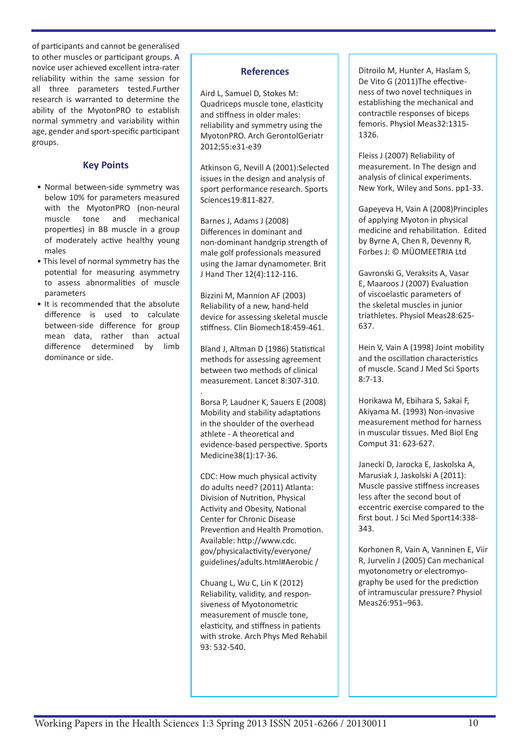of participants and cannot be generalised to other muscles or participant groups. A novice user achieved excellent intra-rater reliability within the same session for all three parameters tested.Further research is warranted to determine the ability of the MyotonPRO to establish normal symmetry and variability within age, gender and sport-specific participant groups.

## Key Points

- Normal between-side symmetry was below 10% for parameters measured with the MyotonPRO (non-neural muscle tone and mechanical properties) in BB muscle in a group of moderately active healthy young males
- This level of normal symmetry has the potential for measuring asymmetry to assess abnormalities of muscle parameters
- It is recommended that the absolute difference is used to calculate between-side difference for group mean data, rather than actual difference determined by limb dominance or side.

## References

Aird L, Samuel D, Stokes M: Quadriceps muscle tone, elasticity and stiffness in older males: reliability and symmetry using the MyotonPRO. Arch GerontolGeriatr 2012;55:e31-e39

Atkinson G, Nevill A (2001):Selected issues in the design and analysis of sport performance research. Sports Sciences19:811-827.

Barnes J, Adams J (2008) Differences in dominant and non-dominant handgrip strength of male golf professionals measured using the Jamar dynamometer. Brit J Hand Ther 12(4):112-116.

Bizzini M, Mannion AF (2003) Reliability of a new, hand-held device for assessing skeletal muscle stiffness. Clin Biomech18:459-461.

Bland J, Altman D (1986) Statistical methods for assessing agreement between two methods of clinical measurement. Lancet 8:307-310.

Borsa P, Laudner K, Sauers E (2008) Mobility and stability adaptations in the shoulder of the overhead athlete - A theoretical and evidence-based perspective. Sports Medicine38(1):17-36.

CDC: How much physical activity do adults need? (2011) Atlanta: Division of Nutrition, Physical Activity and Obesity, National Center for Chronic Disease Prevention and Health Promotion. Available: http://www.cdc.gov/physicalactivity/everyone/guidelines/adults.html#Aerobic /

Chuang L, Wu C, Lin K (2012) Reliability, validity, and responsiveness of Myotonometric measurement of muscle tone, elasticity, and stiffness in patients with stroke. Arch Phys Med Rehabil 93: 532-540.

Ditroilo M, Hunter A, Haslam S, De Vito G (2011)The effectiveness of two novel techniques in establishing the mechanical and contractile responses of biceps femoris. Physiol Meas32:1315-1326.

Fleiss J (2007) Reliability of measurement. In The design and analysis of clinical experiments. New York, Wiley and Sons. pp1-33.

Gapeyeva H, Vain A (2008)Principles of applying Myoton in physical medicine and rehabilitation. Edited by Byrne A, Chen R, Devenny R, Forbes J: © MÜOMEETRIA Ltd

Gavronski G, Veraksits A, Vasar E, Maaroos J (2007) Evaluation of viscoelastic parameters of the skeletal muscles in junior triathletes. Physiol Meas28:625-637.

Hein V, Vain A (1998) Joint mobility and the oscillation characteristics of muscle. Scand J Med Sci Sports 8:7-13.

Horikawa M, Ebihara S, Sakai F, Akiyama M. (1993) Non-invasive measurement method for harness in muscular tissues. Med Biol Eng Comput 31: 623-627.

Janecki D, Jarocka E, Jaskolska A, Marusiak J, Jaskolski A (2011): Muscle passive stiffness increases less after the second bout of eccentric exercise compared to the first bout. J Sci Med Sport14:338-343.

Korhonen R, Vain A, Vanninen E, Viir R, Jurvelin J (2005) Can mechanical myotonometry or electromyography be used for the prediction of intramuscular pressure? Physiol Meas26:951–963.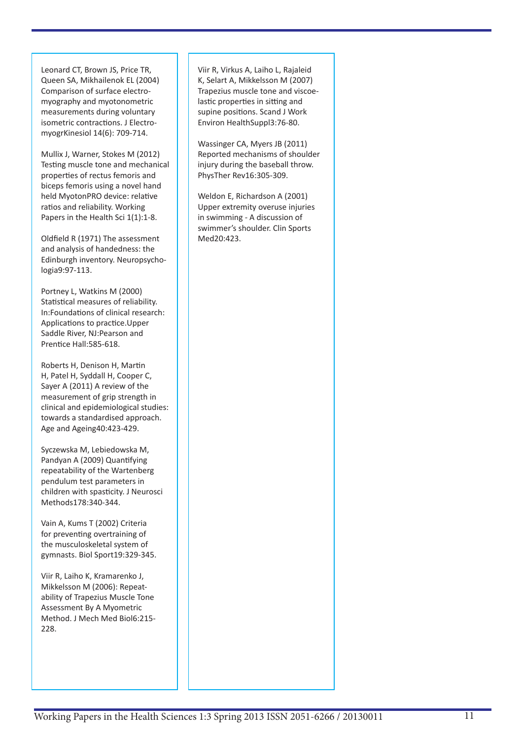Leonard CT, Brown JS, Price TR, Queen SA, Mikhailenok EL (2004) Comparison of surface electromyography and myotonometric measurements during voluntary isometric contractions. J ElectromyogrKinesiol 14(6): 709-714.

Mullix J, Warner, Stokes M (2012) Testing muscle tone and mechanical properties of rectus femoris and biceps femoris using a novel hand held MyotonPRO device: relative ratios and reliability. Working Papers in the Health Sci 1(1):1-8.

Oldfield R (1971) The assessment and analysis of handedness: the Edinburgh inventory. Neuropsychologia9:97-113.

Portney L, Watkins M (2000) Statistical measures of reliability. In:Foundations of clinical research: Applications to practice.Upper Saddle River, NJ:Pearson and Prentice Hall:585-618.

Roberts H, Denison H, Martin H, Patel H, Syddall H, Cooper C, Sayer A (2011) A review of the measurement of grip strength in clinical and epidemiological studies: towards a standardised approach. Age and Ageing40:423-429.

Syczewska M, Lebiedowska M, Pandyan A (2009) Quantifying repeatability of the Wartenberg pendulum test parameters in children with spasticity. J Neurosci Methods178:340-344.

Vain A, Kums T (2002) Criteria for preventing overtraining of the musculoskeletal system of gymnasts. Biol Sport19:329-345.

Viir R, Laiho K, Kramarenko J, Mikkelsson M (2006): Repeatability of Trapezius Muscle Tone Assessment By A Myometric Method. J Mech Med Biol6:215-228.

Viir R, Virkus A, Laiho L, Rajaleid K, Selart A, Mikkelsson M (2007) Trapezius muscle tone and viscoelastic properties in sitting and supine positions. Scand J Work Environ HealthSuppl3:76-80.

Wassinger CA, Myers JB (2011) Reported mechanisms of shoulder injury during the baseball throw. PhysTher Rev16:305-309.

Weldon E, Richardson A (2001) Upper extremity overuse injuries in swimming - A discussion of swimmer's shoulder. Clin Sports Med20:423.